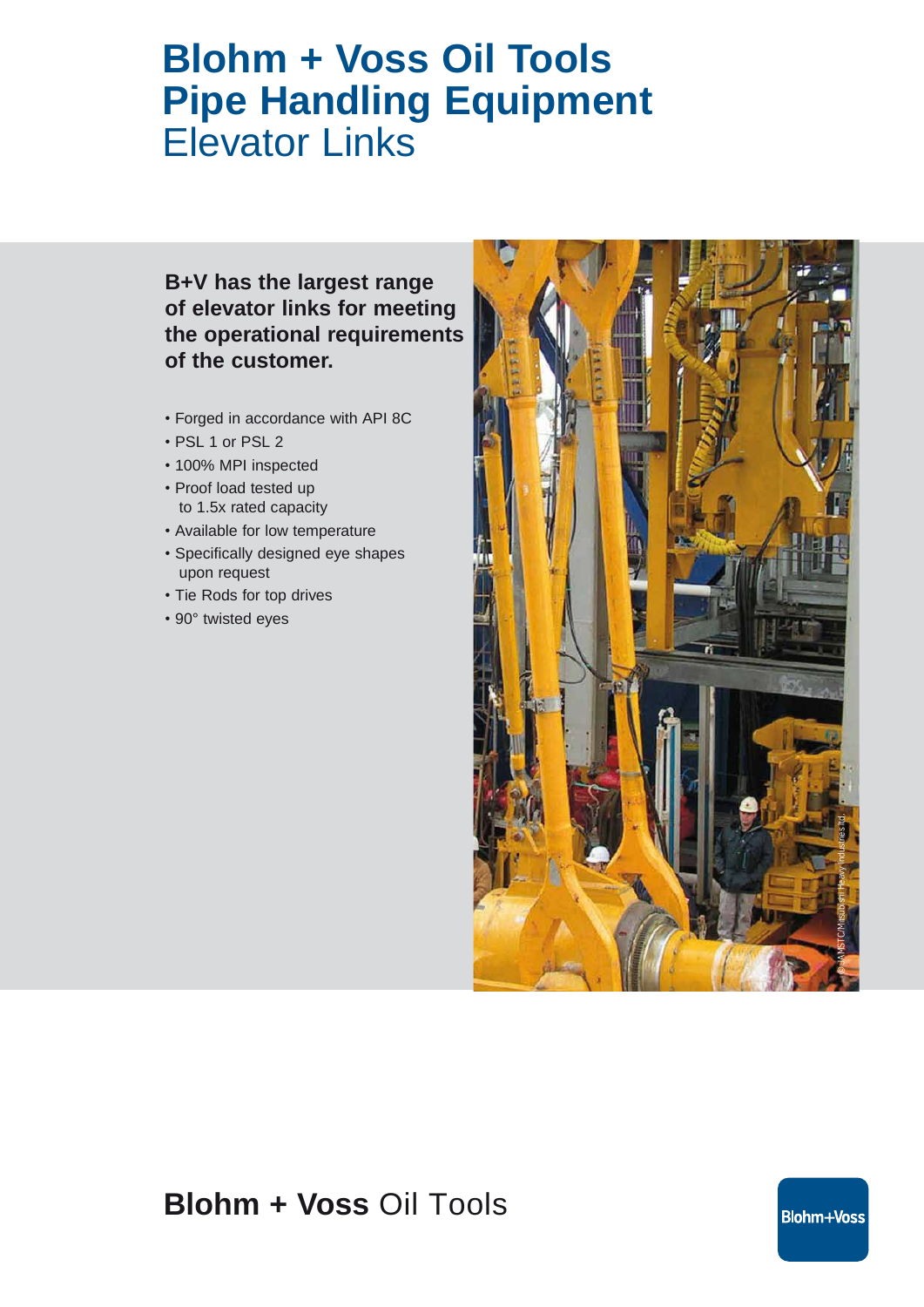# Blohm + Voss Oil Tools Pipe Handling Equipment
## Elevator Links

**B+V has the largest range of elevator links for meeting the operational requirements of the customer.**

- Forged in accordance with API 8C
- PSL 1 or PSL 2
- 100% MPI inspected
- Proof load tested up to 1.5x rated capacity
- Available for low temperature
- Specifically designed eye shapes upon request
- Tie Rods for top drives
- 90° twisted eyes

© JAMSTEC/Mitsubishi Heavy Industries Ltd.

**Blohm + Voss** Oil Tools

Blohm+Voss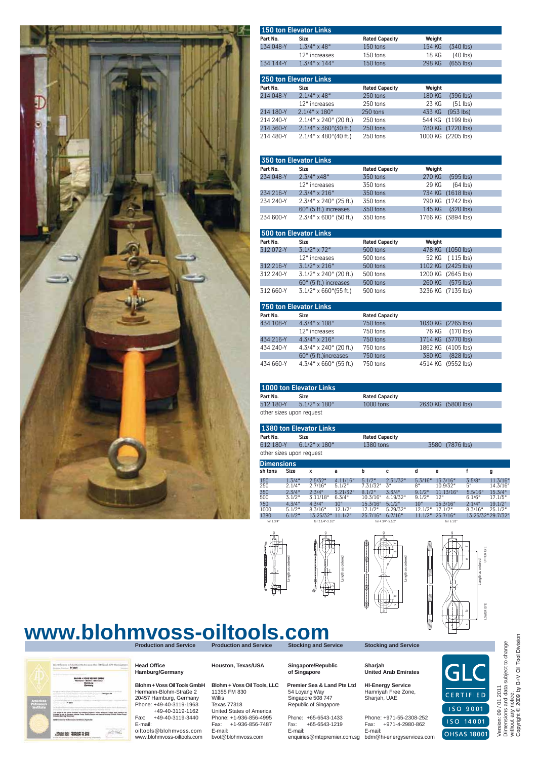## 150 ton Elevator Links

| Part No. | Size | Rated Capacity | Weight | |
|---|---|---|---|---|
| 134 048-Y | 1.3/4" x 48" | 150 tons | 154 KG | (340 lbs) |
| | 12" increases | 150 tons | 18 KG | (40 lbs) |
| 134 144-Y | 1.3/4" x 144" | 150 tons | 298 KG | (655 lbs) |

## 250 ton Elevator Links

| Part No. | Size | Rated Capacity | Weight | |
|---|---|---|---|---|
| 214 048-Y | 2.1/4" x 48" | 250 tons | 180 KG | (396 lbs) |
| | 12" increases | 250 tons | 23 KG | (51 lbs) |
| 214 180-Y | 2.1/4" x 180" | 250 tons | 433 KG | (953 lbs) |
| 214 240-Y | 2.1/4" x 240" (20 ft.) | 250 tons | 544 KG | (1199 lbs) |
| 214 360-Y | 2.1/4" x 360"(30 ft.) | 250 tons | 780 KG | (1720 lbs) |
| 214 480-Y | 2.1/4" x 480"(40 ft.) | 250 tons | 1000 KG | (2205 lbs) |

## 350 ton Elevator Links

| Part No. | Size | Rated Capacity | Weight | |
|---|---|---|---|---|
| 234 048-Y | 2.3/4" x48" | 350 tons | 270 KG | (595 lbs) |
| | 12" increases | 350 tons | 29 KG | (64 lbs) |
| 234 216-Y | 2.3/4" x 216" | 350 tons | 734 KG | (1618 lbs) |
| 234 240-Y | 2.3/4" x 240" (25 ft.) | 350 tons | 790 KG | (1742 lbs) |
| | 60" (5 ft.) increases | 350 tons | 145 KG | (320 lbs) |
| 234 600-Y | 2.3/4" x 600" (50 ft.) | 350 tons | 1766 KG | (3894 lbs) |

## 500 ton Elevator Links

| Part No. | Size | Rated Capacity | Weight | |
|---|---|---|---|---|
| 312 072-Y | 3.1/2" x 72" | 500 tons | 478 KG | (1050 lbs) |
| | 12" increases | 500 tons | 52 KG | ( 115 lbs) |
| 312 216-Y | 3.1/2" x 216" | 500 tons | 1102 KG | (2425 lbs) |
| 312 240-Y | 3.1/2" x 240" (20 ft.) | 500 tons | 1200 KG | (2645 lbs) |
| | 60" (5 ft.) increases | 500 tons | 260 KG | (575 lbs) |
| 312 660-Y | 3.1/2" x 660"(55 ft.) | 500 tons | 3236 KG | (7135 lbs) |

## 750 ton Elevator Links

| Part No. | Size | Rated Capacity | | |
|---|---|---|---|---|
| 434 108-Y | 4.3/4" x 108" | 750 tons | 1030 KG | (2265 lbs) |
| | 12" increases | 750 tons | 76 KG | (170 lbs) |
| 434 216-Y | 4.3/4" x 216" | 750 tons | 1714 KG | (3770 lbs) |
| 434 240-Y | 4.3/4" x 240" (20 ft.) | 750 tons | 1862 KG | (4105 lbs) |
| | 60" (5 ft.)increases | 750 tons | 380 KG | (828 lbs) |
| 434 660-Y | 4.3/4" x 660" (55 ft.) | 750 tons | 4514 KG | (9552 lbs) |

## 1000 ton Elevator Links

| Part No. | Size | Rated Capacity | | |
|---|---|---|---|---|
| 512 180-Y | 5.1/2" x 180" | 1000 tons | 2630 KG | (5800 lbs) |

other sizes upon request

## 1380 ton Elevator Links

| Part No. | Size | Rated Capacity | | |
|---|---|---|---|---|
| 612 180-Y | 6.1/2" x 180" | 1380 tons | 3580 | (7876 lbs) |

other sizes upon request

## Dimensions

| sh tons | Size | x | a | b | c | d | e | f | g |
|---|---|---|---|---|---|---|---|---|---|
| 150 | 1.3/4" | 2.5/32" | 4.11/16" | 5.1/2" | 2.31/32" | 5.3/16" | 13.3/16" | 3.5/8" | 11.3/16" |
| 250 | 2.1/4" | 2.7/16" | 5.1/2" | 7.31/32" | 3" | 8" | 10.9/32" | 5" | 14.3/16" |
| 350 | 2.3/4" | 2.3/4" | 5.21/32" | 8.1/2" | 3.3/4" | 9.1/2" | 11.13/16" | 5.5/16" | 15.3/4" |
| 500 | 3.1/2" | 3.11/18" | 6.3/4" | 10.3/16" | 4.19/32" | 9.1/2" | 12" | 6.1/6" | 17.1/5" |
| 750 | 4.3/4" | 4.3/4" | 10" | 15.3/16" | 5.1/2" | 10" | 15.3/16" | 2.1/4" | 19.1/2" |
| 1000 | 5.1/2" | 8.3/16" | 12.1/2" | 17.1/2" | 5.29/32" | 12.1/2" | 17.1/2" | 8.3/16" | 25.1/2" |
| 1380 | 6.1/2" | 13.25/32" | 11.1/2" | 25.7/16" | 6.7/16" | 11.1/2" | 25.7/16" | 13.25/32" | 29.7/32" |

for 1.3/4" — for 2.1/4"-3.1/2" — for 4.3/4"-5.1/2" — for 6.1/2"

Length as ordered — Length as ordered — Length as ordered — Length as ordered — UPPER EYE — LOWER EYE

# www.blohmvoss-oiltools.com

| Production and Service | Production and Service | Stocking and Service | Stocking and Service |
|---|---|---|---|
| **Head Office Hamburg/Germany** | **Houston, Texas/USA** | **Singapore/Republic of Singapore** | **Sharjah United Arab Emirates** |
| **Blohm + Voss Oil Tools GmbH** Hermann-Blohm-Straße 2, 20457 Hamburg, Germany, Phone: +49-40-3119-1963, +49-40-3119-1162, Fax: +49-40-3119-3440, E-mail: oiltools@blohmvoss.com, www.blohmvoss-oiltools.com | **Blohm + Voss Oil Tools, LLC** 11355 FM 830, Willis, Texas 77318, United States of America, Phone: +1-936-856-4995, Fax: +1-936-856-7487, E-mail: bvot@blohmvoss.com | **Premier Sea & Land Pte Ltd** 54 Loyang Way, Singapore 508 747, Republic of Singapore, Phone: +65-6543-1433, Fax: +65-6543-1219, E-mail: enquiries@mtqpremier.com.sg | **HI-Energy Service** Hamriyah Free Zone, Sharjah, UAE, Phone: +971-55-2308-252, Fax: +971-4-2980-862, E-mail: bdm@hi-energyservices.com |

GLC CERTIFIED — ISO 9001 — ISO 14001 — OHSAS 18001

Version: 09 / 01.2011
Dimensions and data subject to change without any notice.
Copyright © 2009 by B+V Oil Tool Division